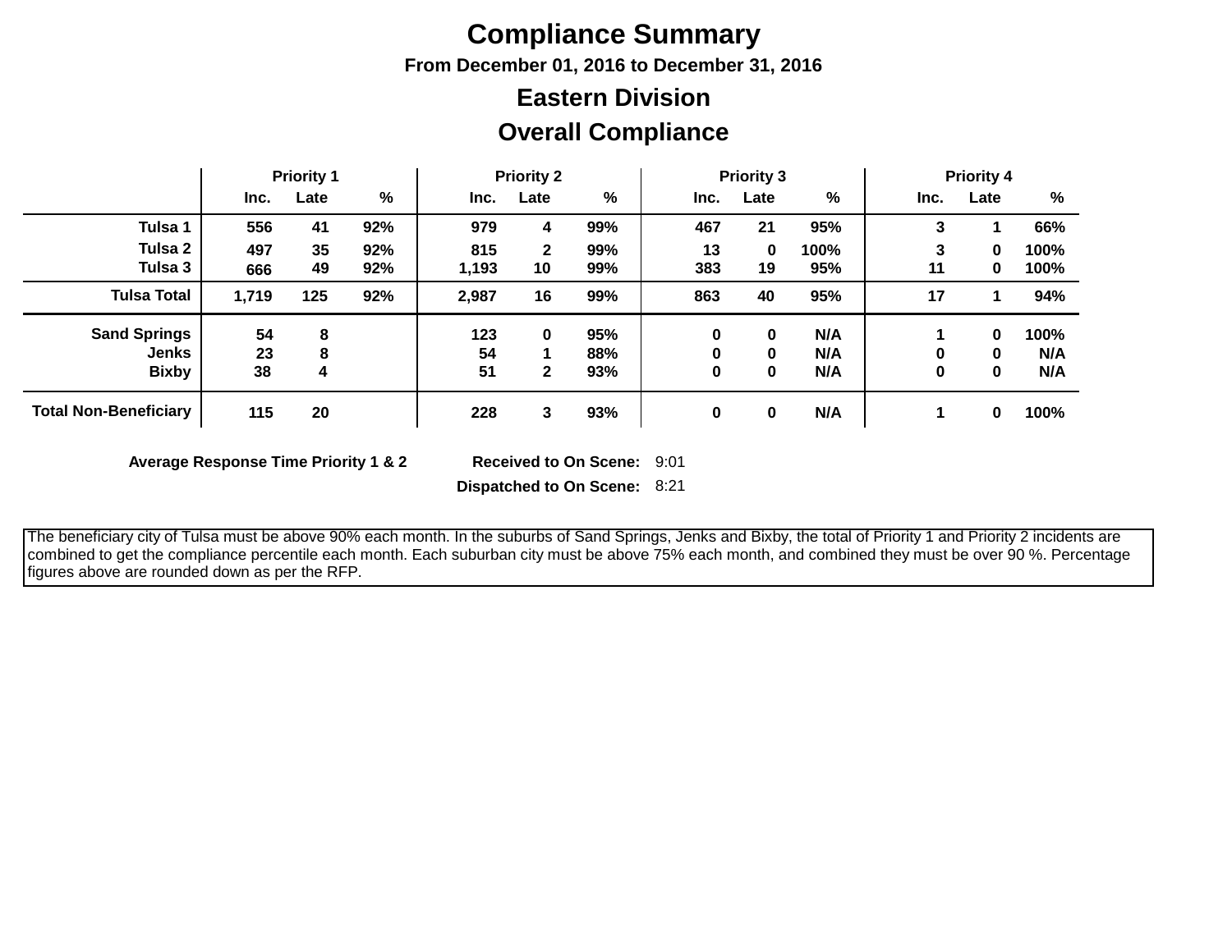# Compliance Summary

### From December 01, 2016 to December 31, 2016

## Eastern Division

## Overall Compliance

| | Priority 1 | | | Priority 2 | | | Priority 3 | | | Priority 4 | | |
|---|---|---|---|---|---|---|---|---|---|---|---|---|
| | Inc. | Late | % | Inc. | Late | % | Inc. | Late | % | Inc. | Late | % |
| **Tulsa 1** | 556 | 41 | 92% | 979 | 4 | 99% | 467 | 21 | 95% | 3 | 1 | 66% |
| **Tulsa 2** | 497 | 35 | 92% | 815 | 2 | 99% | 13 | 0 | 100% | 3 | 0 | 100% |
| **Tulsa 3** | 666 | 49 | 92% | 1,193 | 10 | 99% | 383 | 19 | 95% | 11 | 0 | 100% |
| **Tulsa Total** | 1,719 | 125 | 92% | 2,987 | 16 | 99% | 863 | 40 | 95% | 17 | 1 | 94% |
| **Sand Springs** | 54 | 8 | | 123 | 0 | 95% | 0 | 0 | N/A | 1 | 0 | 100% |
| **Jenks** | 23 | 8 | | 54 | 1 | 88% | 0 | 0 | N/A | 0 | 0 | N/A |
| **Bixby** | 38 | 4 | | 51 | 2 | 93% | 0 | 0 | N/A | 0 | 0 | N/A |
| **Total Non-Beneficiary** | 115 | 20 | | 228 | 3 | 93% | 0 | 0 | N/A | 1 | 0 | 100% |

**Average Response Time Priority 1 & 2**

| | |
|---|---|
| **Received to On Scene:** | 9:01 |
| **Dispatched to On Scene:** | 8:21 |

The beneficiary city of Tulsa must be above 90% each month. In the suburbs of Sand Springs, Jenks and Bixby, the total of Priority 1 and Priority 2 incidents are combined to get the compliance percentile each month. Each suburban city must be above 75% each month, and combined they must be over 90 %. Percentage figures above are rounded down as per the RFP.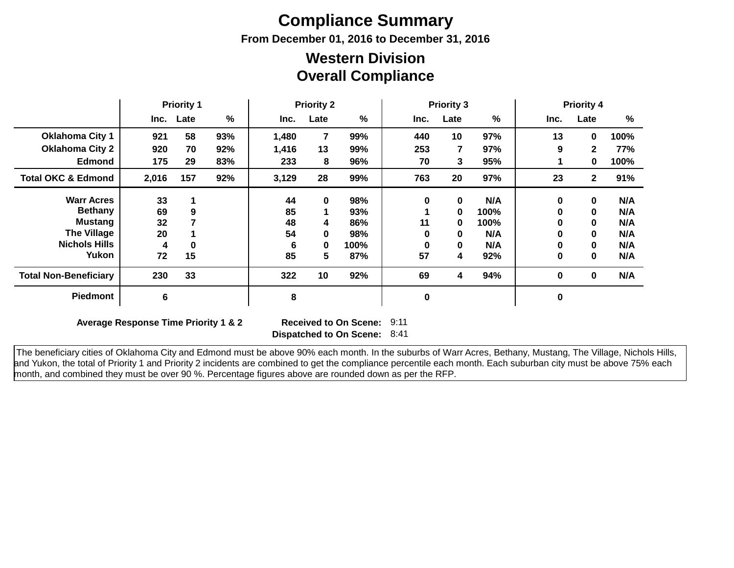# Compliance Summary

**From December 01, 2016 to December 31, 2016**

## Western Division
## Overall Compliance

| | Priority 1 | | | Priority 2 | | | Priority 3 | | | Priority 4 | | |
|---|---|---|---|---|---|---|---|---|---|---|---|---|
| | Inc. | Late | % | Inc. | Late | % | Inc. | Late | % | Inc. | Late | % |
| **Oklahoma City 1** | 921 | 58 | 93% | 1,480 | 7 | 99% | 440 | 10 | 97% | 13 | 0 | 100% |
| **Oklahoma City 2** | 920 | 70 | 92% | 1,416 | 13 | 99% | 253 | 7 | 97% | 9 | 2 | 77% |
| **Edmond** | 175 | 29 | 83% | 233 | 8 | 96% | 70 | 3 | 95% | 1 | 0 | 100% |
| **Total OKC & Edmond** | 2,016 | 157 | 92% | 3,129 | 28 | 99% | 763 | 20 | 97% | 23 | 2 | 91% |
| **Warr Acres** | 33 | 1 | | 44 | 0 | 98% | 0 | 0 | N/A | 0 | 0 | N/A |
| **Bethany** | 69 | 9 | | 85 | 1 | 93% | 1 | 0 | 100% | 0 | 0 | N/A |
| **Mustang** | 32 | 7 | | 48 | 4 | 86% | 11 | 0 | 100% | 0 | 0 | N/A |
| **The Village** | 20 | 1 | | 54 | 0 | 98% | 0 | 0 | N/A | 0 | 0 | N/A |
| **Nichols Hills** | 4 | 0 | | 6 | 0 | 100% | 0 | 0 | N/A | 0 | 0 | N/A |
| **Yukon** | 72 | 15 | | 85 | 5 | 87% | 57 | 4 | 92% | 0 | 0 | N/A |
| **Total Non-Beneficiary** | 230 | 33 | | 322 | 10 | 92% | 69 | 4 | 94% | 0 | 0 | N/A |
| **Piedmont** | 6 | | | 8 | | | 0 | | | 0 | | |

**Average Response Time Priority 1 & 2** — **Received to On Scene:** 9:11

**Dispatched to On Scene:** 8:41

The beneficiary cities of Oklahoma City and Edmond must be above 90% each month. In the suburbs of Warr Acres, Bethany, Mustang, The Village, Nichols Hills, and Yukon, the total of Priority 1 and Priority 2 incidents are combined to get the compliance percentile each month. Each suburban city must be above 75% each month, and combined they must be over 90 %. Percentage figures above are rounded down as per the RFP.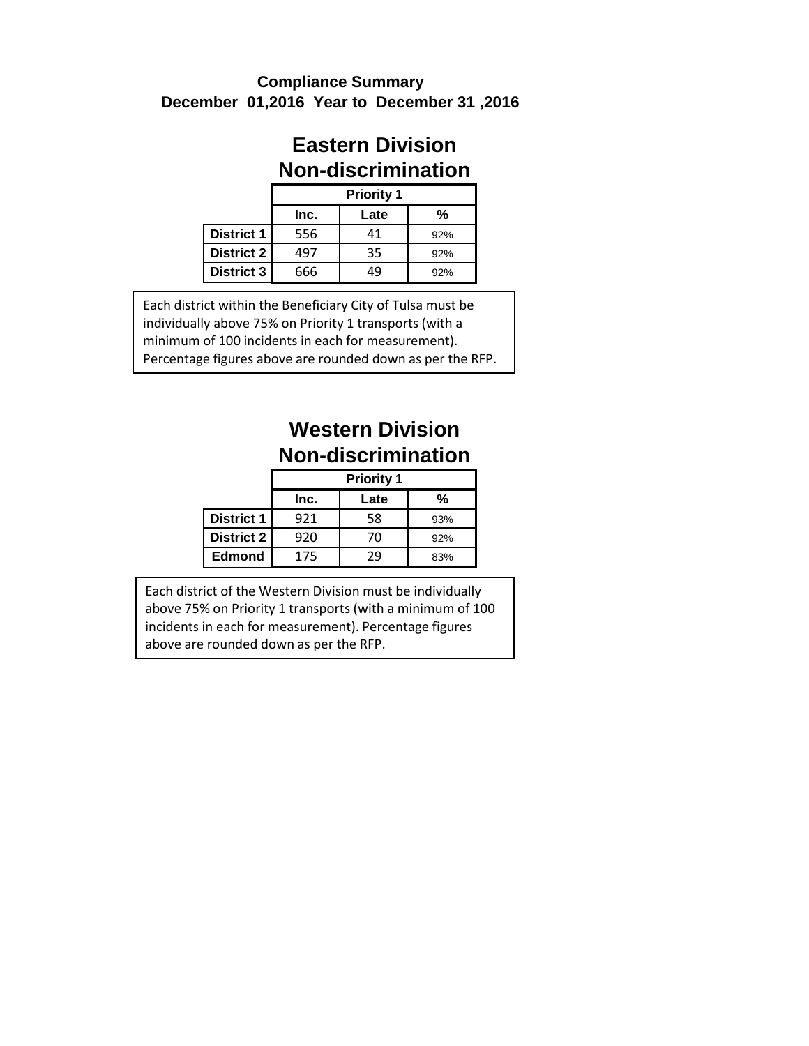**Compliance Summary**
**December 01,2016 Year to December 31 ,2016**

## Eastern Division Non-discrimination

| | Priority 1 | | |
|---|---|---|---|
| | **Inc.** | **Late** | **%** |
| **District 1** | 556 | 41 | 92% |
| **District 2** | 497 | 35 | 92% |
| **District 3** | 666 | 49 | 92% |

Each district within the Beneficiary City of Tulsa must be individually above 75% on Priority 1 transports (with a minimum of 100 incidents in each for measurement). Percentage figures above are rounded down as per the RFP.

## Western Division Non-discrimination

| | Priority 1 | | |
|---|---|---|---|
| | **Inc.** | **Late** | **%** |
| **District 1** | 921 | 58 | 93% |
| **District 2** | 920 | 70 | 92% |
| **Edmond** | 175 | 29 | 83% |

Each district of the Western Division must be individually above 75% on Priority 1 transports (with a minimum of 100 incidents in each for measurement). Percentage figures above are rounded down as per the RFP.